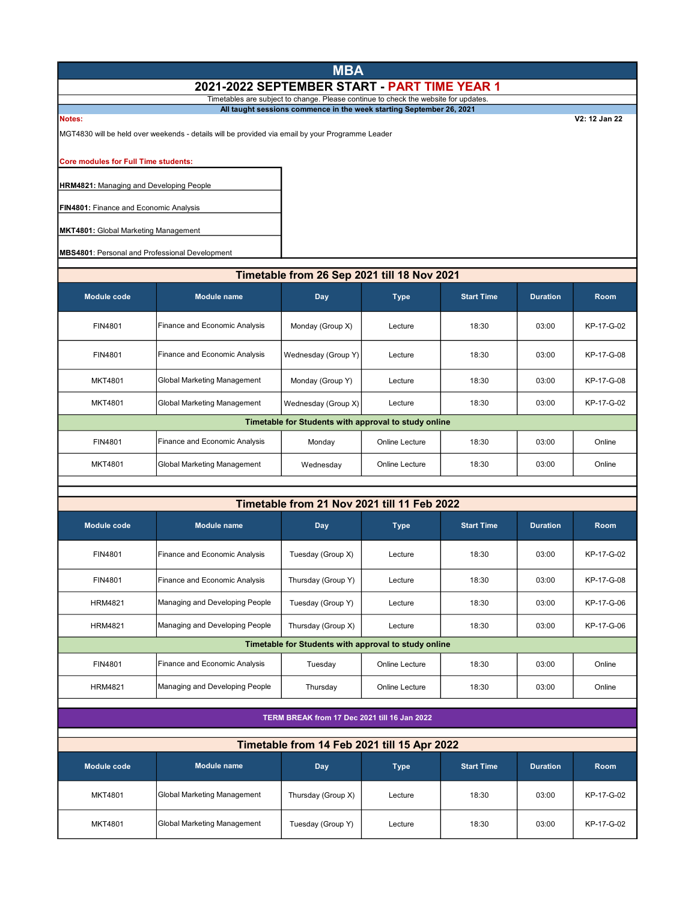# MBA

## 2021-2022 SEPTEMBER START - PART TIME YEAR 1

Timetables are subject to change. Please continue to check the website for updates.

**All taught sessions commence in the week starting September 26, 2021**

**Notes:**

**V2: 12 Jan 22**

MGT4830 will be held over weekends - details will be provided via email by your Programme Leader

**Core modules for Full Time students:**

**HRM4821:** Managing and Developing People

**FIN4801:** Finance and Economic Analysis

**MKT4801:** Global Marketing Management

**MBS4801**: Personal and Professional Development

### Timetable from 26 Sep 2021 till 18 Nov 2021

| Module code | Module name | Day | Type | Start Time | Duration | Room |
|---|---|---|---|---|---|---|
| FIN4801 | Finance and Economic Analysis | Monday (Group X) | Lecture | 18:30 | 03:00 | KP-17-G-02 |
| FIN4801 | Finance and Economic Analysis | Wednesday (Group Y) | Lecture | 18:30 | 03:00 | KP-17-G-08 |
| MKT4801 | Global Marketing Management | Monday (Group Y) | Lecture | 18:30 | 03:00 | KP-17-G-08 |
| MKT4801 | Global Marketing Management | Wednesday (Group X) | Lecture | 18:30 | 03:00 | KP-17-G-02 |
| **Timetable for Students with approval to study online** | | | | | | |
| FIN4801 | Finance and Economic Analysis | Monday | Online Lecture | 18:30 | 03:00 | Online |
| MKT4801 | Global Marketing Management | Wednesday | Online Lecture | 18:30 | 03:00 | Online |

### Timetable from 21 Nov 2021 till 11 Feb 2022

| Module code | Module name | Day | Type | Start Time | Duration | Room |
|---|---|---|---|---|---|---|
| FIN4801 | Finance and Economic Analysis | Tuesday (Group X) | Lecture | 18:30 | 03:00 | KP-17-G-02 |
| FIN4801 | Finance and Economic Analysis | Thursday (Group Y) | Lecture | 18:30 | 03:00 | KP-17-G-08 |
| HRM4821 | Managing and Developing People | Tuesday (Group Y) | Lecture | 18:30 | 03:00 | KP-17-G-06 |
| HRM4821 | Managing and Developing People | Thursday (Group X) | Lecture | 18:30 | 03:00 | KP-17-G-06 |
| **Timetable for Students with approval to study online** | | | | | | |
| FIN4801 | Finance and Economic Analysis | Tuesday | Online Lecture | 18:30 | 03:00 | Online |
| HRM4821 | Managing and Developing People | Thursday | Online Lecture | 18:30 | 03:00 | Online |

**TERM BREAK from 17 Dec 2021 till 16 Jan 2022**

### Timetable from 14 Feb 2021 till 15 Apr 2022

| Module code | Module name | Day | Type | Start Time | Duration | Room |
|---|---|---|---|---|---|---|
| MKT4801 | Global Marketing Management | Thursday (Group X) | Lecture | 18:30 | 03:00 | KP-17-G-02 |
| MKT4801 | Global Marketing Management | Tuesday (Group Y) | Lecture | 18:30 | 03:00 | KP-17-G-02 |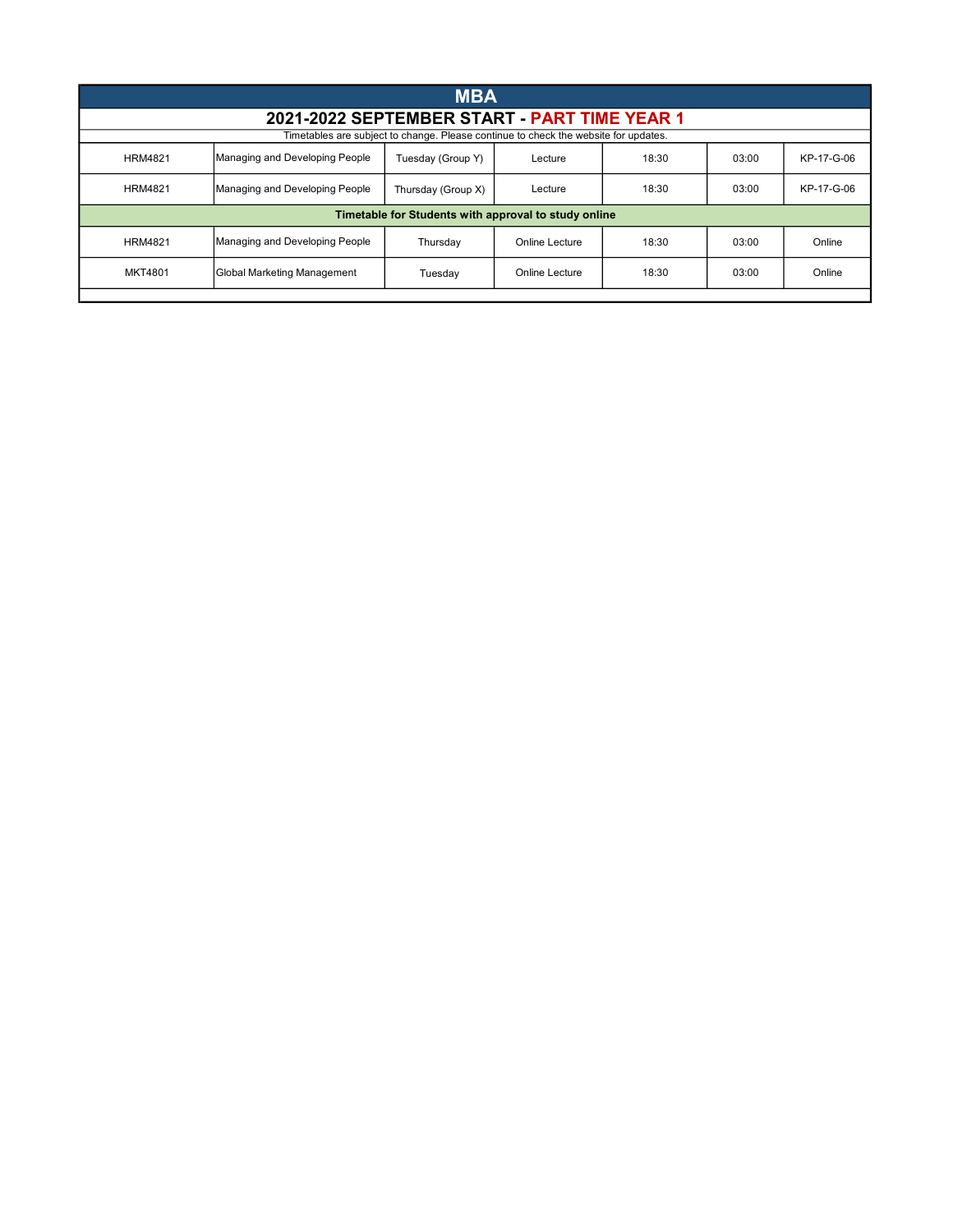# MBA

## 2021-2022 SEPTEMBER START - PART TIME YEAR 1

Timetables are subject to change. Please continue to check the website for updates.

| | | | | | | |
|---|---|---|---|---|---|---|
| HRM4821 | Managing and Developing People | Tuesday (Group Y) | Lecture | 18:30 | 03:00 | KP-17-G-06 |
| HRM4821 | Managing and Developing People | Thursday (Group X) | Lecture | 18:30 | 03:00 | KP-17-G-06 |
| **Timetable for Students with approval to study online** | | | | | | |
| HRM4821 | Managing and Developing People | Thursday | Online Lecture | 18:30 | 03:00 | Online |
| MKT4801 | Global Marketing Management | Tuesday | Online Lecture | 18:30 | 03:00 | Online |